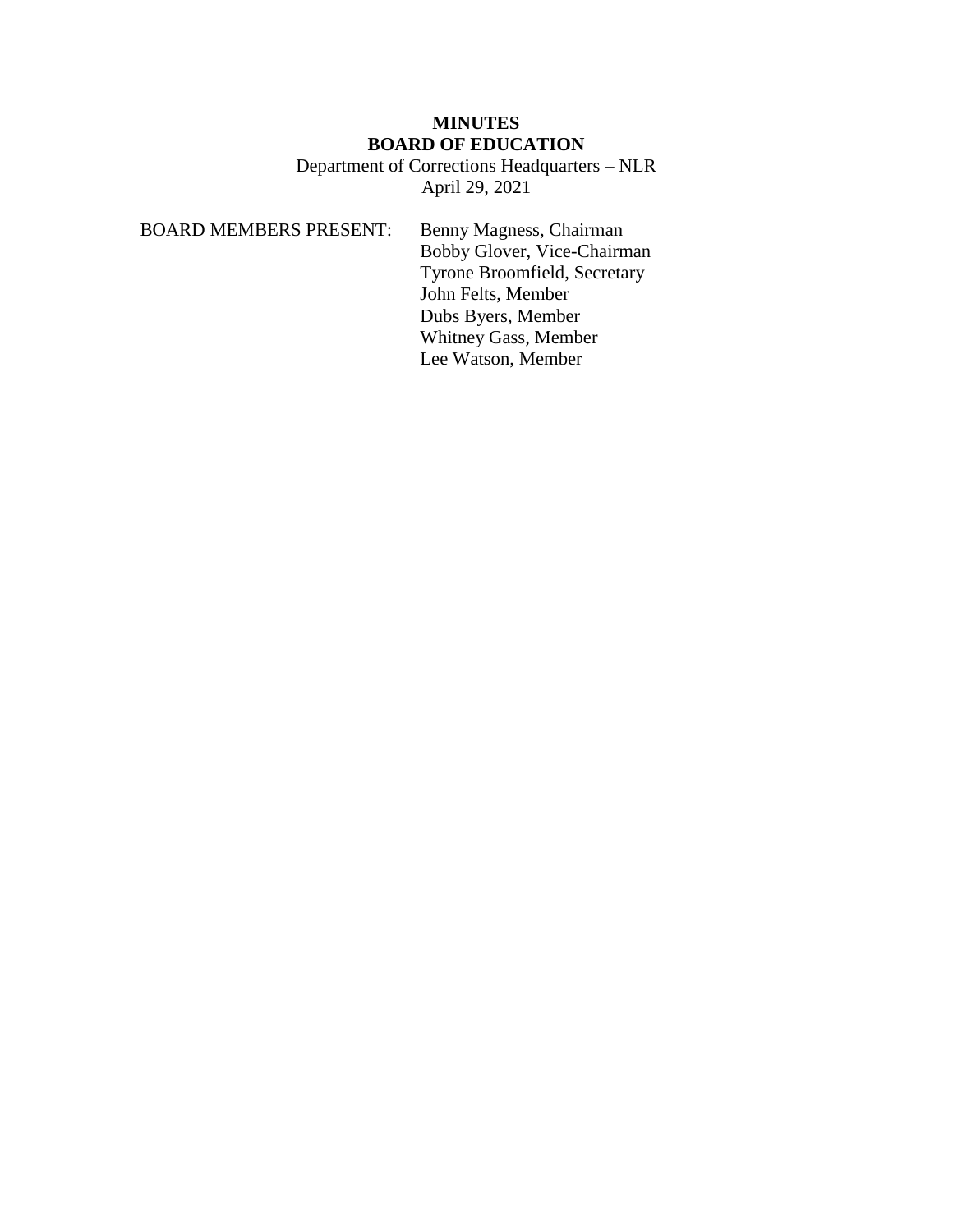**MINUTES**
**BOARD OF EDUCATION**

Department of Corrections Headquarters – NLR
April 29, 2021

BOARD MEMBERS PRESENT:

Benny Magness, Chairman
Bobby Glover, Vice-Chairman
Tyrone Broomfield, Secretary
John Felts, Member
Dubs Byers, Member
Whitney Gass, Member
Lee Watson, Member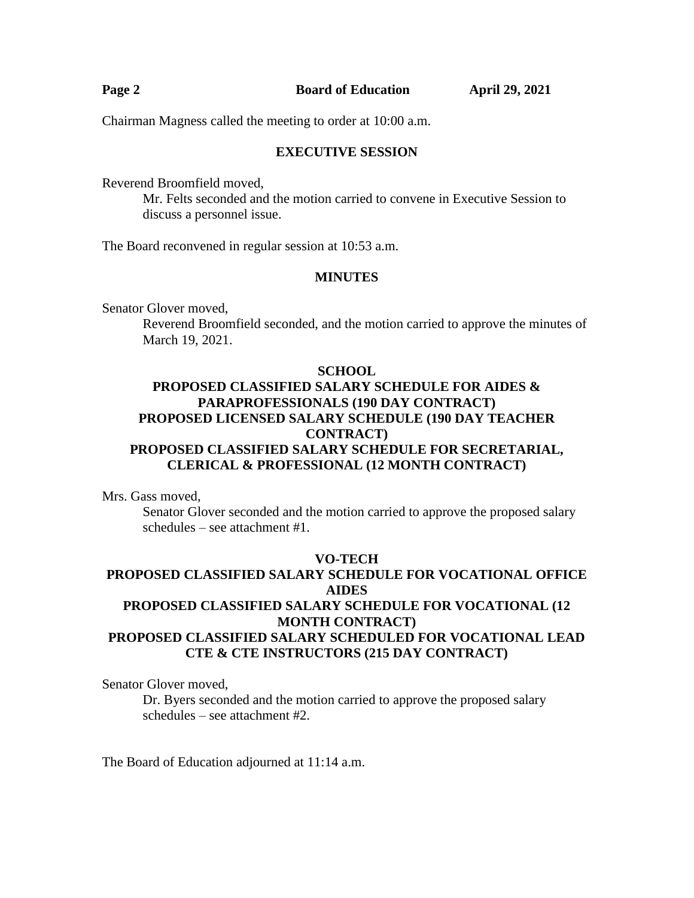Chairman Magness called the meeting to order at 10:00 a.m.

## EXECUTIVE SESSION

Reverend Broomfield moved,

Mr. Felts seconded and the motion carried to convene in Executive Session to discuss a personnel issue.

The Board reconvened in regular session at 10:53 a.m.

## MINUTES

Senator Glover moved,

Reverend Broomfield seconded, and the motion carried to approve the minutes of March 19, 2021.

## SCHOOL
## PROPOSED CLASSIFIED SALARY SCHEDULE FOR AIDES & PARAPROFESSIONALS (190 DAY CONTRACT)
## PROPOSED LICENSED SALARY SCHEDULE (190 DAY TEACHER CONTRACT)
## PROPOSED CLASSIFIED SALARY SCHEDULE FOR SECRETARIAL, CLERICAL & PROFESSIONAL (12 MONTH CONTRACT)

Mrs. Gass moved,

Senator Glover seconded and the motion carried to approve the proposed salary schedules – see attachment #1.

## VO-TECH
## PROPOSED CLASSIFIED SALARY SCHEDULE FOR VOCATIONAL OFFICE AIDES
## PROPOSED CLASSIFIED SALARY SCHEDULE FOR VOCATIONAL (12 MONTH CONTRACT)
## PROPOSED CLASSIFIED SALARY SCHEDULED FOR VOCATIONAL LEAD CTE & CTE INSTRUCTORS (215 DAY CONTRACT)

Senator Glover moved,

Dr. Byers seconded and the motion carried to approve the proposed salary schedules – see attachment #2.

The Board of Education adjourned at 11:14 a.m.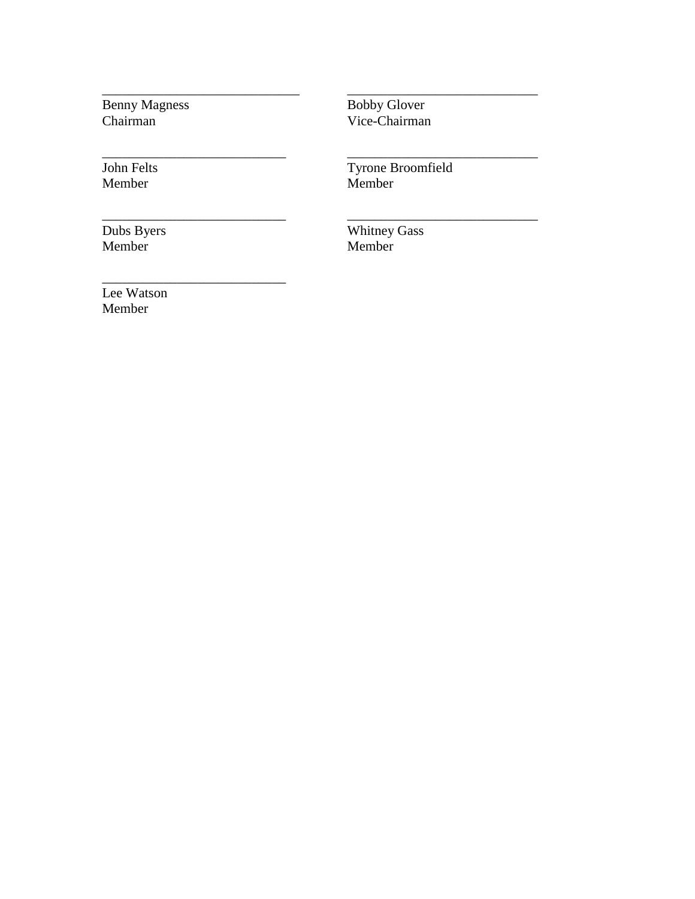| | |
|---|---|
| \_\_\_\_\_\_\_\_\_\_\_\_\_\_\_\_\_\_\_\_\_\_\_\_\_\_\_\_<br>Benny Magness<br>Chairman | \_\_\_\_\_\_\_\_\_\_\_\_\_\_\_\_\_\_\_\_\_\_\_\_\_\_\_\_<br>Bobby Glover<br>Vice-Chairman |
| \_\_\_\_\_\_\_\_\_\_\_\_\_\_\_\_\_\_\_\_\_\_\_\_\_\_\_\_<br>John Felts<br>Member | \_\_\_\_\_\_\_\_\_\_\_\_\_\_\_\_\_\_\_\_\_\_\_\_\_\_\_\_<br>Tyrone Broomfield<br>Member |
| \_\_\_\_\_\_\_\_\_\_\_\_\_\_\_\_\_\_\_\_\_\_\_\_\_\_\_\_<br>Dubs Byers<br>Member | \_\_\_\_\_\_\_\_\_\_\_\_\_\_\_\_\_\_\_\_\_\_\_\_\_\_\_\_<br>Whitney Gass<br>Member |
| \_\_\_\_\_\_\_\_\_\_\_\_\_\_\_\_\_\_\_\_\_\_\_\_\_\_\_\_<br>Lee Watson<br>Member | |